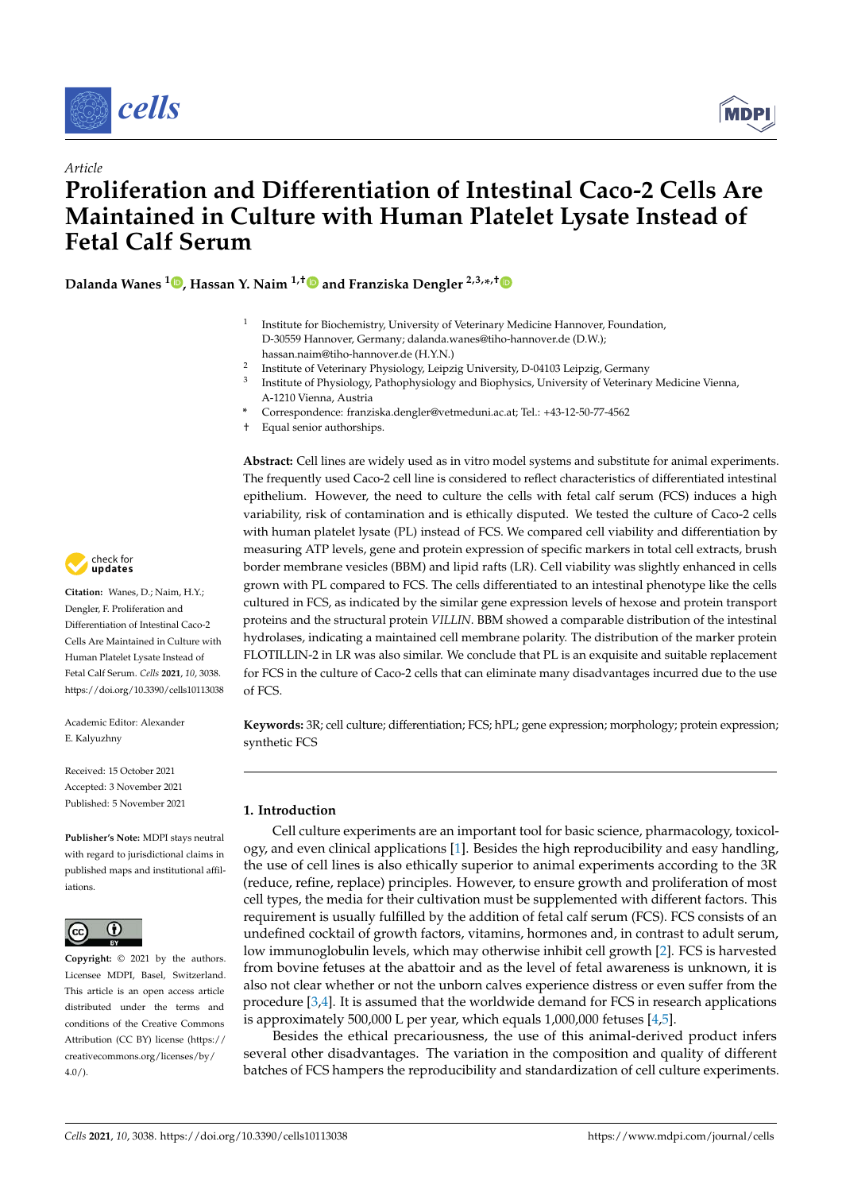Article

# Proliferation and Differentiation of Intestinal Caco-2 Cells Are Maintained in Culture with Human Platelet Lysate Instead of Fetal Calf Serum

**Dalanda Wanes [1], Hassan Y. Naim [1,†] and Franziska Dengler [2,3,*,†]**

[1] Institute for Biochemistry, University of Veterinary Medicine Hannover, Foundation, D-30559 Hannover, Germany; dalanda.wanes@tiho-hannover.de (D.W.); hassan.naim@tiho-hannover.de (H.Y.N.)

[2] Institute of Veterinary Physiology, Leipzig University, D-04103 Leipzig, Germany

[3] Institute of Physiology, Pathophysiology and Biophysics, University of Veterinary Medicine Vienna, A-1210 Vienna, Austria

* Correspondence: franziska.dengler@vetmeduni.ac.at; Tel.: +43-12-50-77-4562

† Equal senior authorships.

**Citation:** Wanes, D.; Naim, H.Y.; Dengler, F. Proliferation and Differentiation of Intestinal Caco-2 Cells Are Maintained in Culture with Human Platelet Lysate Instead of Fetal Calf Serum. *Cells* **2021**, *10*, 3038. https://doi.org/10.3390/cells10113038

Academic Editor: Alexander E. Kalyuzhny

Received: 15 October 2021
Accepted: 3 November 2021
Published: 5 November 2021

**Publisher's Note:** MDPI stays neutral with regard to jurisdictional claims in published maps and institutional affiliations.

**Copyright:** © 2021 by the authors. Licensee MDPI, Basel, Switzerland. This article is an open access article distributed under the terms and conditions of the Creative Commons Attribution (CC BY) license (https://creativecommons.org/licenses/by/4.0/).

**Abstract:** Cell lines are widely used as in vitro model systems and substitute for animal experiments. The frequently used Caco-2 cell line is considered to reflect characteristics of differentiated intestinal epithelium. However, the need to culture the cells with fetal calf serum (FCS) induces a high variability, risk of contamination and is ethically disputed. We tested the culture of Caco-2 cells with human platelet lysate (PL) instead of FCS. We compared cell viability and differentiation by measuring ATP levels, gene and protein expression of specific markers in total cell extracts, brush border membrane vesicles (BBM) and lipid rafts (LR). Cell viability was slightly enhanced in cells grown with PL compared to FCS. The cells differentiated to an intestinal phenotype like the cells cultured in FCS, as indicated by the similar gene expression levels of hexose and protein transport proteins and the structural protein *VILLIN*. BBM showed a comparable distribution of the intestinal hydrolases, indicating a maintained cell membrane polarity. The distribution of the marker protein FLOTILLIN-2 in LR was also similar. We conclude that PL is an exquisite and suitable replacement for FCS in the culture of Caco-2 cells that can eliminate many disadvantages incurred due to the use of FCS.

**Keywords:** 3R; cell culture; differentiation; FCS; hPL; gene expression; morphology; protein expression; synthetic FCS

## 1. Introduction

Cell culture experiments are an important tool for basic science, pharmacology, toxicology, and even clinical applications [1]. Besides the high reproducibility and easy handling, the use of cell lines is also ethically superior to animal experiments according to the 3R (reduce, refine, replace) principles. However, to ensure growth and proliferation of most cell types, the media for their cultivation must be supplemented with different factors. This requirement is usually fulfilled by the addition of fetal calf serum (FCS). FCS consists of an undefined cocktail of growth factors, vitamins, hormones and, in contrast to adult serum, low immunoglobulin levels, which may otherwise inhibit cell growth [2]. FCS is harvested from bovine fetuses at the abattoir and as the level of fetal awareness is unknown, it is also not clear whether or not the unborn calves experience distress or even suffer from the procedure [3,4]. It is assumed that the worldwide demand for FCS in research applications is approximately 500,000 L per year, which equals 1,000,000 fetuses [4,5].

Besides the ethical precariousness, the use of this animal-derived product infers several other disadvantages. The variation in the composition and quality of different batches of FCS hampers the reproducibility and standardization of cell culture experiments.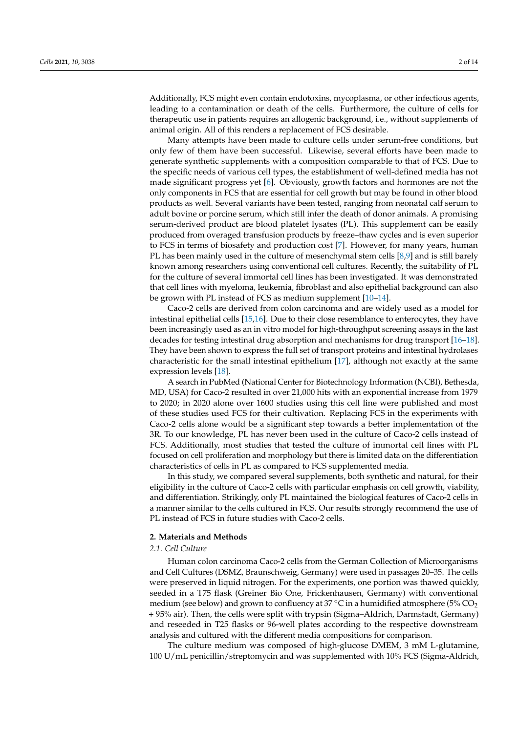Additionally, FCS might even contain endotoxins, mycoplasma, or other infectious agents, leading to a contamination or death of the cells. Furthermore, the culture of cells for therapeutic use in patients requires an allogenic background, i.e., without supplements of animal origin. All of this renders a replacement of FCS desirable.

Many attempts have been made to culture cells under serum-free conditions, but only few of them have been successful. Likewise, several efforts have been made to generate synthetic supplements with a composition comparable to that of FCS. Due to the specific needs of various cell types, the establishment of well-defined media has not made significant progress yet [6]. Obviously, growth factors and hormones are not the only components in FCS that are essential for cell growth but may be found in other blood products as well. Several variants have been tested, ranging from neonatal calf serum to adult bovine or porcine serum, which still infer the death of donor animals. A promising serum-derived product are blood platelet lysates (PL). This supplement can be easily produced from overaged transfusion products by freeze–thaw cycles and is even superior to FCS in terms of biosafety and production cost [7]. However, for many years, human PL has been mainly used in the culture of mesenchymal stem cells [8,9] and is still barely known among researchers using conventional cell cultures. Recently, the suitability of PL for the culture of several immortal cell lines has been investigated. It was demonstrated that cell lines with myeloma, leukemia, fibroblast and also epithelial background can also be grown with PL instead of FCS as medium supplement [10–14].

Caco-2 cells are derived from colon carcinoma and are widely used as a model for intestinal epithelial cells [15,16]. Due to their close resemblance to enterocytes, they have been increasingly used as an in vitro model for high-throughput screening assays in the last decades for testing intestinal drug absorption and mechanisms for drug transport [16–18]. They have been shown to express the full set of transport proteins and intestinal hydrolases characteristic for the small intestinal epithelium [17], although not exactly at the same expression levels [18].

A search in PubMed (National Center for Biotechnology Information (NCBI), Bethesda, MD, USA) for Caco-2 resulted in over 21,000 hits with an exponential increase from 1979 to 2020; in 2020 alone over 1600 studies using this cell line were published and most of these studies used FCS for their cultivation. Replacing FCS in the experiments with Caco-2 cells alone would be a significant step towards a better implementation of the 3R. To our knowledge, PL has never been used in the culture of Caco-2 cells instead of FCS. Additionally, most studies that tested the culture of immortal cell lines with PL focused on cell proliferation and morphology but there is limited data on the differentiation characteristics of cells in PL as compared to FCS supplemented media.

In this study, we compared several supplements, both synthetic and natural, for their eligibility in the culture of Caco-2 cells with particular emphasis on cell growth, viability, and differentiation. Strikingly, only PL maintained the biological features of Caco-2 cells in a manner similar to the cells cultured in FCS. Our results strongly recommend the use of PL instead of FCS in future studies with Caco-2 cells.

## 2. Materials and Methods

### 2.1. Cell Culture

Human colon carcinoma Caco-2 cells from the German Collection of Microorganisms and Cell Cultures (DSMZ, Braunschweig, Germany) were used in passages 20–35. The cells were preserved in liquid nitrogen. For the experiments, one portion was thawed quickly, seeded in a T75 flask (Greiner Bio One, Frickenhausen, Germany) with conventional medium (see below) and grown to confluency at 37 °C in a humidified atmosphere (5% $CO_2$ + 95% air). Then, the cells were split with trypsin (Sigma–Aldrich, Darmstadt, Germany) and reseeded in T25 flasks or 96-well plates according to the respective downstream analysis and cultured with the different media compositions for comparison.

The culture medium was composed of high-glucose DMEM, 3 mM L-glutamine, 100 U/mL penicillin/streptomycin and was supplemented with 10% FCS (Sigma-Aldrich,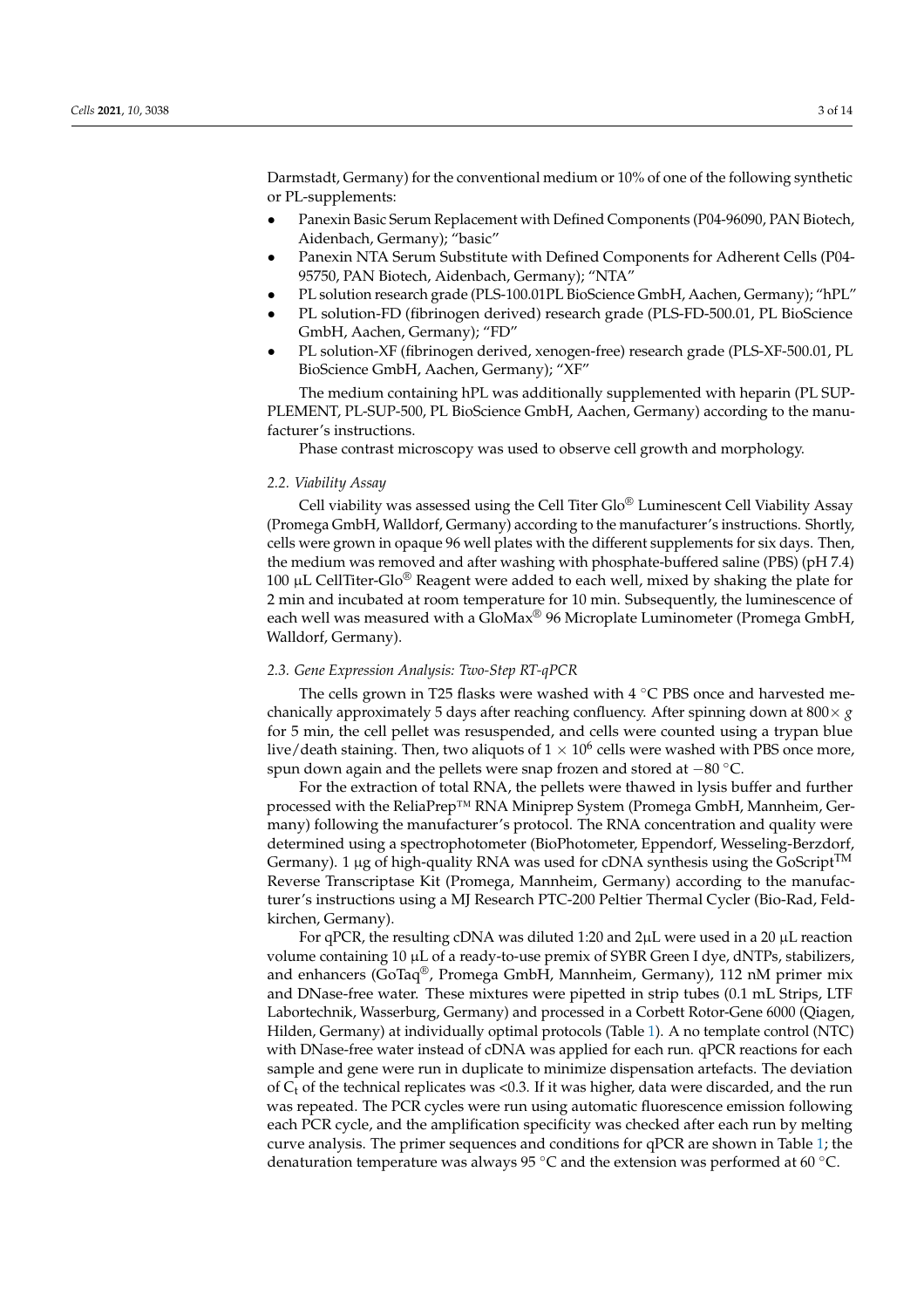Darmstadt, Germany) for the conventional medium or 10% of one of the following synthetic or PL-supplements:

- Panexin Basic Serum Replacement with Defined Components (P04-96090, PAN Biotech, Aidenbach, Germany); "basic"
- Panexin NTA Serum Substitute with Defined Components for Adherent Cells (P04-95750, PAN Biotech, Aidenbach, Germany); "NTA"
- PL solution research grade (PLS-100.01PL BioScience GmbH, Aachen, Germany); "hPL"
- PL solution-FD (fibrinogen derived) research grade (PLS-FD-500.01, PL BioScience GmbH, Aachen, Germany); "FD"
- PL solution-XF (fibrinogen derived, xenogen-free) research grade (PLS-XF-500.01, PL BioScience GmbH, Aachen, Germany); "XF"

The medium containing hPL was additionally supplemented with heparin (PL SUPPLEMENT, PL-SUP-500, PL BioScience GmbH, Aachen, Germany) according to the manufacturer's instructions.

Phase contrast microscopy was used to observe cell growth and morphology.

### *2.2. Viability Assay*

Cell viability was assessed using the Cell Titer Glo® Luminescent Cell Viability Assay (Promega GmbH, Walldorf, Germany) according to the manufacturer's instructions. Shortly, cells were grown in opaque 96 well plates with the different supplements for six days. Then, the medium was removed and after washing with phosphate-buffered saline (PBS) (pH 7.4) 100 µL CellTiter-Glo® Reagent were added to each well, mixed by shaking the plate for 2 min and incubated at room temperature for 10 min. Subsequently, the luminescence of each well was measured with a GloMax® 96 Microplate Luminometer (Promega GmbH, Walldorf, Germany).

### *2.3. Gene Expression Analysis: Two-Step RT-qPCR*

The cells grown in T25 flasks were washed with 4 °C PBS once and harvested mechanically approximately 5 days after reaching confluency. After spinning down at $800\times g$ for 5 min, the cell pellet was resuspended, and cells were counted using a trypan blue live/death staining. Then, two aliquots of $1 \times 10^6$ cells were washed with PBS once more, spun down again and the pellets were snap frozen and stored at −80 °C.

For the extraction of total RNA, the pellets were thawed in lysis buffer and further processed with the ReliaPrep™ RNA Miniprep System (Promega GmbH, Mannheim, Germany) following the manufacturer's protocol. The RNA concentration and quality were determined using a spectrophotometer (BioPhotometer, Eppendorf, Wesseling-Berzdorf, Germany). 1 µg of high-quality RNA was used for cDNA synthesis using the GoScript™ Reverse Transcriptase Kit (Promega, Mannheim, Germany) according to the manufacturer's instructions using a MJ Research PTC-200 Peltier Thermal Cycler (Bio-Rad, Feldkirchen, Germany).

For qPCR, the resulting cDNA was diluted 1:20 and 2µL were used in a 20 µL reaction volume containing 10 µL of a ready-to-use premix of SYBR Green I dye, dNTPs, stabilizers, and enhancers (GoTaq®, Promega GmbH, Mannheim, Germany), 112 nM primer mix and DNase-free water. These mixtures were pipetted in strip tubes (0.1 mL Strips, LTF Labortechnik, Wasserburg, Germany) and processed in a Corbett Rotor-Gene 6000 (Qiagen, Hilden, Germany) at individually optimal protocols (Table 1). A no template control (NTC) with DNase-free water instead of cDNA was applied for each run. qPCR reactions for each sample and gene were run in duplicate to minimize dispensation artefacts. The deviation of $C_t$ of the technical replicates was <0.3. If it was higher, data were discarded, and the run was repeated. The PCR cycles were run using automatic fluorescence emission following each PCR cycle, and the amplification specificity was checked after each run by melting curve analysis. The primer sequences and conditions for qPCR are shown in Table 1; the denaturation temperature was always 95 °C and the extension was performed at 60 °C.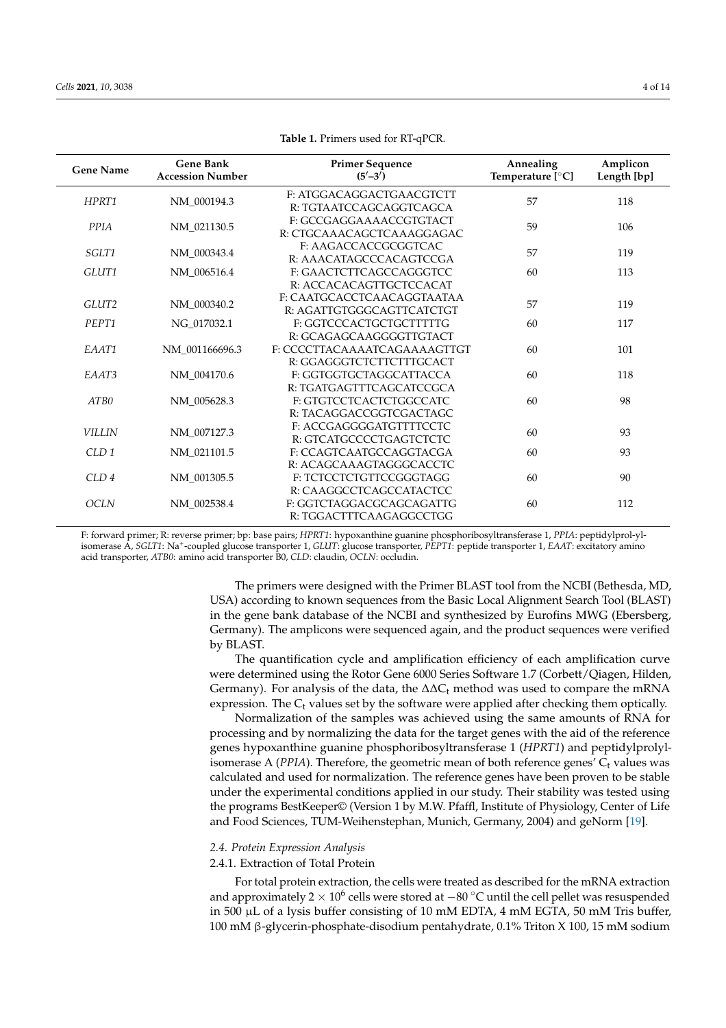**Table 1.** Primers used for RT-qPCR.

| Gene Name | Gene Bank Accession Number | Primer Sequence (5′–3′) | Annealing Temperature [°C] | Amplicon Length [bp] |
|---|---|---|---|---|
| *HPRT1* | NM_000194.3 | F: ATGGACAGGACTGAACGTCTT<br>R: TGTAATCCAGCAGGTCAGCA | 57 | 118 |
| *PPIA* | NM_021130.5 | F: GCCGAGGAAAACCGTGTACT<br>R: CTGCAAACAGCTCAAAGGAGAC | 59 | 106 |
| *SGLT1* | NM_000343.4 | F: AAGACCACCGCGGTCAC<br>R: AAACATAGCCCACAGTCCGA | 57 | 119 |
| *GLUT1* | NM_006516.4 | F: GAACTCTTCAGCCAGGGTCC<br>R: ACCACACAGTTGCTCCACAT | 60 | 113 |
| *GLUT2* | NM_000340.2 | F: CAATGCACCTCAACAGGTAATAA<br>R: AGATTGTGGGCAGTTCATCTGT | 57 | 119 |
| *PEPT1* | NG_017032.1 | F: GGTCCCACTGCTGCTTTTTG<br>R: GCAGAGCAAGGGGTTGTACT | 60 | 117 |
| *EAAT1* | NM_001166696.3 | F: CCCCTTACAAAATCAGAAAAGTTGT<br>R: GGAGGGTCTCTTCTTTGCACT | 60 | 101 |
| *EAAT3* | NM_004170.6 | F: GGTGGTGCTAGGCATTACCA<br>R: TGATGAGTTTCAGCATCCGCA | 60 | 118 |
| *ATB0* | NM_005628.3 | F: GTGTCCTCACTCTGGCCATC<br>R: TACAGGACCGGTCGACTAGC | 60 | 98 |
| *VILLIN* | NM_007127.3 | F: ACCGAGGGGATGTTTTCCTC<br>R: GTCATGCCCCTGAGTCTCTC | 60 | 93 |
| *CLD 1* | NM_021101.5 | F: CCAGTCAATGCCAGGTACGA<br>R: ACAGCAAAGTAGGGCACCTC | 60 | 93 |
| *CLD 4* | NM_001305.5 | F: TCTCCTCTGTTCCGGGTAGG<br>R: CAAGGCCTCAGCCATACTCC | 60 | 90 |
| *OCLN* | NM_002538.4 | F: GGTCTAGGACGCAGCAGATTG<br>R: TGGACTTTCAAGAGGCCTGG | 60 | 112 |

F: forward primer; R: reverse primer; bp: base pairs; *HPRT1*: hypoxanthine guanine phosphoribosyltransferase 1, *PPIA*: peptidylprol-yl-isomerase A, *SGLT1*: $Na^+$-coupled glucose transporter 1, *GLUT*: glucose transporter, *PEPT1*: peptide transporter 1, *EAAT*: excitatory amino acid transporter, *ATB0*: amino acid transporter B0, *CLD*: claudin, *OCLN*: occludin.

The primers were designed with the Primer BLAST tool from the NCBI (Bethesda, MD, USA) according to known sequences from the Basic Local Alignment Search Tool (BLAST) in the gene bank database of the NCBI and synthesized by Eurofins MWG (Ebersberg, Germany). The amplicons were sequenced again, and the product sequences were verified by BLAST.

The quantification cycle and amplification efficiency of each amplification curve were determined using the Rotor Gene 6000 Series Software 1.7 (Corbett/Qiagen, Hilden, Germany). For analysis of the data, the $\Delta\Delta C_t$ method was used to compare the mRNA expression. The $C_t$ values set by the software were applied after checking them optically.

Normalization of the samples was achieved using the same amounts of RNA for processing and by normalizing the data for the target genes with the aid of the reference genes hypoxanthine guanine phosphoribosyltransferase 1 (*HPRT1*) and peptidylprolyl-isomerase A (*PPIA*). Therefore, the geometric mean of both reference genes' $C_t$ values was calculated and used for normalization. The reference genes have been proven to be stable under the experimental conditions applied in our study. Their stability was tested using the programs BestKeeper© (Version 1 by M.W. Pfaffl, Institute of Physiology, Center of Life and Food Sciences, TUM-Weihenstephan, Munich, Germany, 2004) and geNorm [19].

### *2.4. Protein Expression Analysis*

#### 2.4.1. Extraction of Total Protein

For total protein extraction, the cells were treated as described for the mRNA extraction and approximately $2 \times 10^6$ cells were stored at −80 °C until the cell pellet was resuspended in 500 µL of a lysis buffer consisting of 10 mM EDTA, 4 mM EGTA, 50 mM Tris buffer, 100 mM β-glycerin-phosphate-disodium pentahydrate, 0.1% Triton X 100, 15 mM sodium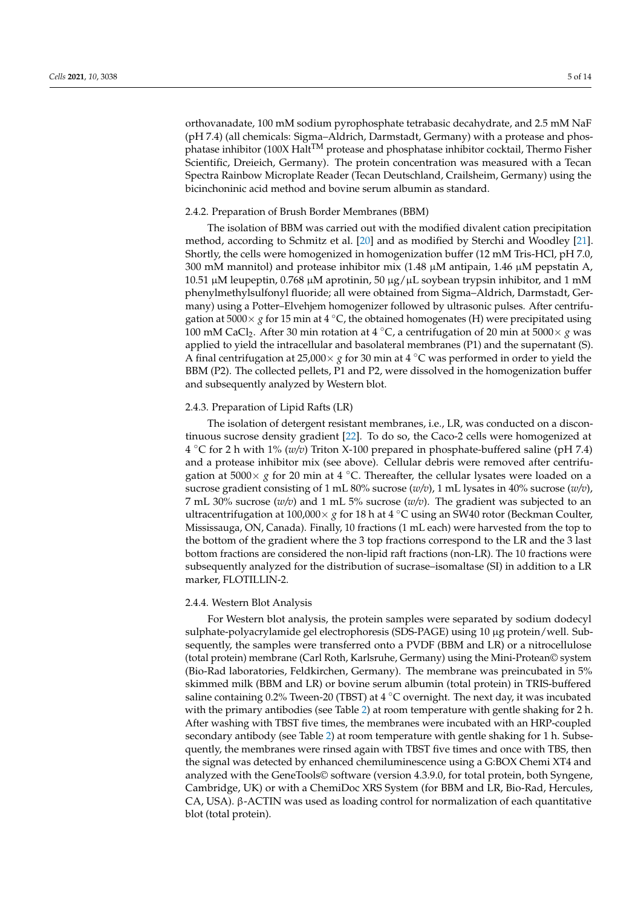orthovanadate, 100 mM sodium pyrophosphate tetrabasic decahydrate, and 2.5 mM NaF (pH 7.4) (all chemicals: Sigma–Aldrich, Darmstadt, Germany) with a protease and phosphatase inhibitor (100X Halt™ protease and phosphatase inhibitor cocktail, Thermo Fisher Scientific, Dreieich, Germany). The protein concentration was measured with a Tecan Spectra Rainbow Microplate Reader (Tecan Deutschland, Crailsheim, Germany) using the bicinchoninic acid method and bovine serum albumin as standard.

### 2.4.2. Preparation of Brush Border Membranes (BBM)

The isolation of BBM was carried out with the modified divalent cation precipitation method, according to Schmitz et al. [20] and as modified by Sterchi and Woodley [21]. Shortly, the cells were homogenized in homogenization buffer (12 mM Tris-HCl, pH 7.0, 300 mM mannitol) and protease inhibitor mix (1.48 µM antipain, 1.46 µM pepstatin A, 10.51 µM leupeptin, 0.768 µM aprotinin, 50 µg/µL soybean trypsin inhibitor, and 1 mM phenylmethylsulfonyl fluoride; all were obtained from Sigma–Aldrich, Darmstadt, Germany) using a Potter–Elvehjem homogenizer followed by ultrasonic pulses. After centrifugation at 5000× *g* for 15 min at 4 °C, the obtained homogenates (H) were precipitated using 100 mM $CaCl_2$. After 30 min rotation at 4 °C, a centrifugation of 20 min at 5000× *g* was applied to yield the intracellular and basolateral membranes (P1) and the supernatant (S). A final centrifugation at 25,000× *g* for 30 min at 4 °C was performed in order to yield the BBM (P2). The collected pellets, P1 and P2, were dissolved in the homogenization buffer and subsequently analyzed by Western blot.

### 2.4.3. Preparation of Lipid Rafts (LR)

The isolation of detergent resistant membranes, i.e., LR, was conducted on a discontinuous sucrose density gradient [22]. To do so, the Caco-2 cells were homogenized at 4 °C for 2 h with 1% (*w/v*) Triton X-100 prepared in phosphate-buffered saline (pH 7.4) and a protease inhibitor mix (see above). Cellular debris were removed after centrifugation at 5000× *g* for 20 min at 4 °C. Thereafter, the cellular lysates were loaded on a sucrose gradient consisting of 1 mL 80% sucrose (*w/v*), 1 mL lysates in 40% sucrose (*w/v*), 7 mL 30% sucrose (*w/v*) and 1 mL 5% sucrose (*w/v*). The gradient was subjected to an ultracentrifugation at 100,000× *g* for 18 h at 4 °C using an SW40 rotor (Beckman Coulter, Mississauga, ON, Canada). Finally, 10 fractions (1 mL each) were harvested from the top to the bottom of the gradient where the 3 top fractions correspond to the LR and the 3 last bottom fractions are considered the non-lipid raft fractions (non-LR). The 10 fractions were subsequently analyzed for the distribution of sucrase–isomaltase (SI) in addition to a LR marker, FLOTILLIN-2.

### 2.4.4. Western Blot Analysis

For Western blot analysis, the protein samples were separated by sodium dodecyl sulphate-polyacrylamide gel electrophoresis (SDS-PAGE) using 10 µg protein/well. Subsequently, the samples were transferred onto a PVDF (BBM and LR) or a nitrocellulose (total protein) membrane (Carl Roth, Karlsruhe, Germany) using the Mini-Protean© system (Bio-Rad laboratories, Feldkirchen, Germany). The membrane was preincubated in 5% skimmed milk (BBM and LR) or bovine serum albumin (total protein) in TRIS-buffered saline containing 0.2% Tween-20 (TBST) at 4 °C overnight. The next day, it was incubated with the primary antibodies (see Table 2) at room temperature with gentle shaking for 2 h. After washing with TBST five times, the membranes were incubated with an HRP-coupled secondary antibody (see Table 2) at room temperature with gentle shaking for 1 h. Subsequently, the membranes were rinsed again with TBST five times and once with TBS, then the signal was detected by enhanced chemiluminescence using a G:BOX Chemi XT4 and analyzed with the GeneTools© software (version 4.3.9.0, for total protein, both Syngene, Cambridge, UK) or with a ChemiDoc XRS System (for BBM and LR, Bio-Rad, Hercules, CA, USA). β-ACTIN was used as loading control for normalization of each quantitative blot (total protein).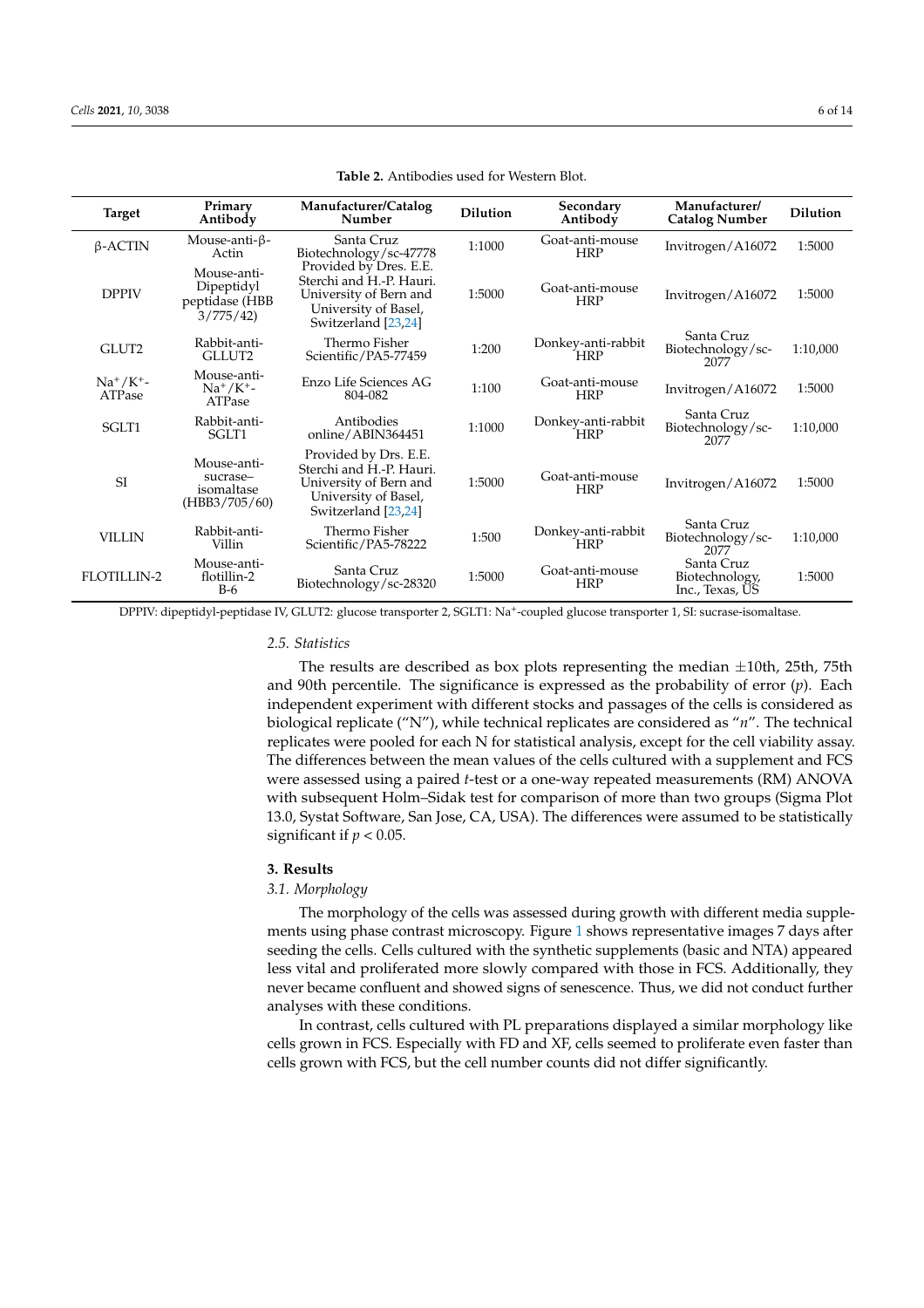**Table 2.** Antibodies used for Western Blot.

| Target | Primary Antibody | Manufacturer/Catalog Number | Dilution | Secondary Antibody | Manufacturer/ Catalog Number | Dilution |
|---|---|---|---|---|---|---|
| β-ACTIN | Mouse-anti-β-Actin | Santa Cruz Biotechnology/sc-47778 | 1:1000 | Goat-anti-mouse HRP | Invitrogen/A16072 | 1:5000 |
| DPPIV | Mouse-anti-Dipeptidyl peptidase (HBB 3/775/42) | Provided by Dres. E.E. Sterchi and H.-P. Hauri. University of Bern and University of Basel, Switzerland [23,24] | 1:5000 | Goat-anti-mouse HRP | Invitrogen/A16072 | 1:5000 |
| GLUT2 | Rabbit-anti-GLLUT2 | Thermo Fisher Scientific/PA5-77459 | 1:200 | Donkey-anti-rabbit HRP | Santa Cruz Biotechnology/sc-2077 | 1:10,000 |
| $Na^+/K^+$-ATPase | Mouse-anti-$Na^+/K^+$-ATPase | Enzo Life Sciences AG 804-082 | 1:100 | Goat-anti-mouse HRP | Invitrogen/A16072 | 1:5000 |
| SGLT1 | Rabbit-anti-SGLT1 | Antibodies online/ABIN364451 | 1:1000 | Donkey-anti-rabbit HRP | Santa Cruz Biotechnology/sc-2077 | 1:10,000 |
| SI | Mouse-anti-sucrase–isomaltase (HBB3/705/60) | Provided by Drs. E.E. Sterchi and H.-P. Hauri. University of Bern and University of Basel, Switzerland [23,24] | 1:5000 | Goat-anti-mouse HRP | Invitrogen/A16072 | 1:5000 |
| VILLIN | Rabbit-anti-Villin | Thermo Fisher Scientific/PA5-78222 | 1:500 | Donkey-anti-rabbit HRP | Santa Cruz Biotechnology/sc-2077 | 1:10,000 |
| FLOTILLIN-2 | Mouse-anti-flotillin-2 B-6 | Santa Cruz Biotechnology/sc-28320 | 1:5000 | Goat-anti-mouse HRP | Santa Cruz Biotechnology, Inc., Texas, US | 1:5000 |

DPPIV: dipeptidyl-peptidase IV, GLUT2: glucose transporter 2, SGLT1: $Na^+$-coupled glucose transporter 1, SI: sucrase-isomaltase.

### *2.5. Statistics*

The results are described as box plots representing the median ±10th, 25th, 75th and 90th percentile. The significance is expressed as the probability of error ($p$). Each independent experiment with different stocks and passages of the cells is considered as biological replicate ("N"), while technical replicates are considered as "$n$". The technical replicates were pooled for each N for statistical analysis, except for the cell viability assay. The differences between the mean values of the cells cultured with a supplement and FCS were assessed using a paired $t$-test or a one-way repeated measurements (RM) ANOVA with subsequent Holm–Sidak test for comparison of more than two groups (Sigma Plot 13.0, Systat Software, San Jose, CA, USA). The differences were assumed to be statistically significant if $p < 0.05$.

## 3. Results

### *3.1. Morphology*

The morphology of the cells was assessed during growth with different media supplements using phase contrast microscopy. Figure 1 shows representative images 7 days after seeding the cells. Cells cultured with the synthetic supplements (basic and NTA) appeared less vital and proliferated more slowly compared with those in FCS. Additionally, they never became confluent and showed signs of senescence. Thus, we did not conduct further analyses with these conditions.

In contrast, cells cultured with PL preparations displayed a similar morphology like cells grown in FCS. Especially with FD and XF, cells seemed to proliferate even faster than cells grown with FCS, but the cell number counts did not differ significantly.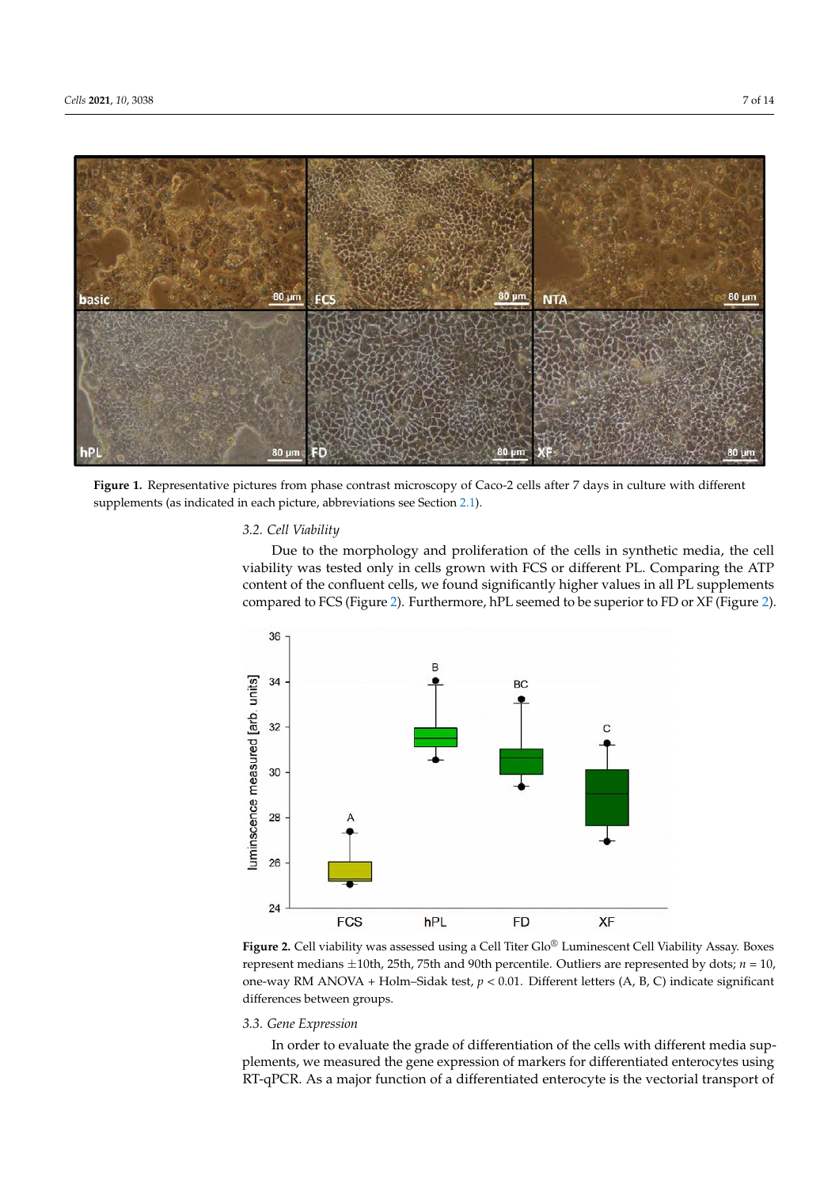**Figure 1.** Representative pictures from phase contrast microscopy of Caco-2 cells after 7 days in culture with different supplements (as indicated in each picture, abbreviations see Section 2.1).

### 3.2. Cell Viability

Due to the morphology and proliferation of the cells in synthetic media, the cell viability was tested only in cells grown with FCS or different PL. Comparing the ATP content of the confluent cells, we found significantly higher values in all PL supplements compared to FCS (Figure 2). Furthermore, hPL seemed to be superior to FD or XF (Figure 2).

**Figure 2.** Cell viability was assessed using a Cell Titer Glo® Luminescent Cell Viability Assay. Boxes represent medians ±10th, 25th, 75th and 90th percentile. Outliers are represented by dots; $n = 10$, one-way RM ANOVA + Holm–Sidak test, $p < 0.01$. Different letters (A, B, C) indicate significant differences between groups.

### 3.3. Gene Expression

In order to evaluate the grade of differentiation of the cells with different media supplements, we measured the gene expression of markers for differentiated enterocytes using RT-qPCR. As a major function of a differentiated enterocyte is the vectorial transport of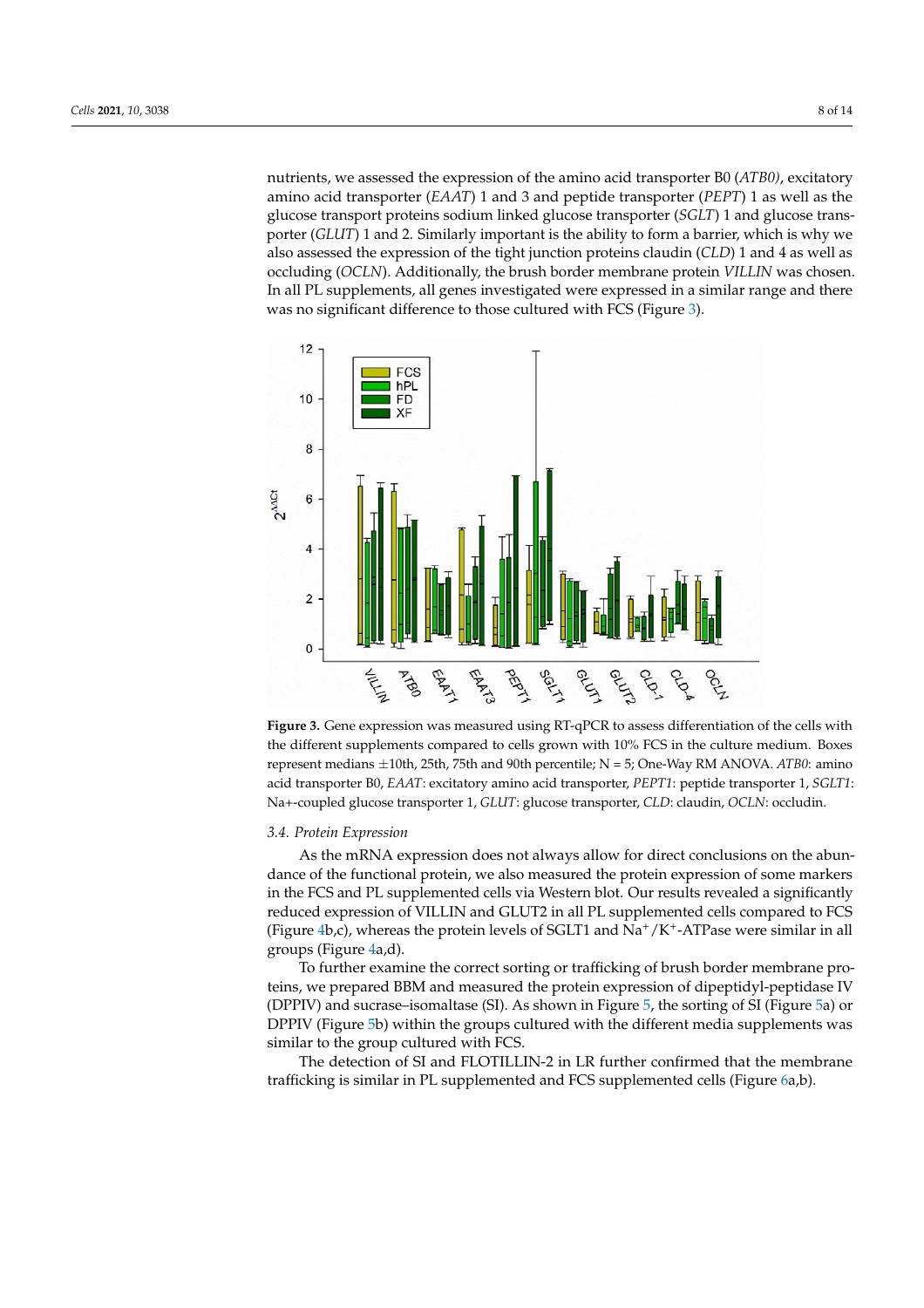nutrients, we assessed the expression of the amino acid transporter B0 (*ATB0)*, excitatory amino acid transporter (*EAAT*) 1 and 3 and peptide transporter (*PEPT*) 1 as well as the glucose transport proteins sodium linked glucose transporter (*SGLT*) 1 and glucose transporter (*GLUT*) 1 and 2. Similarly important is the ability to form a barrier, which is why we also assessed the expression of the tight junction proteins claudin (*CLD*) 1 and 4 as well as occluding (*OCLN*). Additionally, the brush border membrane protein *VILLIN* was chosen. In all PL supplements, all genes investigated were expressed in a similar range and there was no significant difference to those cultured with FCS (Figure 3).

**Figure 3.** Gene expression was measured using RT-qPCR to assess differentiation of the cells with the different supplements compared to cells grown with 10% FCS in the culture medium. Boxes represent medians ±10th, 25th, 75th and 90th percentile; N = 5; One-Way RM ANOVA. *ATB0*: amino acid transporter B0, *EAAT*: excitatory amino acid transporter, *PEPT1*: peptide transporter 1, *SGLT1*: Na+-coupled glucose transporter 1, *GLUT*: glucose transporter, *CLD*: claudin, *OCLN*: occludin.

### 3.4. Protein Expression

As the mRNA expression does not always allow for direct conclusions on the abundance of the functional protein, we also measured the protein expression of some markers in the FCS and PL supplemented cells via Western blot. Our results revealed a significantly reduced expression of VILLIN and GLUT2 in all PL supplemented cells compared to FCS (Figure 4b,c), whereas the protein levels of SGLT1 and $Na^+/K^+$-ATPase were similar in all groups (Figure 4a,d).

To further examine the correct sorting or trafficking of brush border membrane proteins, we prepared BBM and measured the protein expression of dipeptidyl-peptidase IV (DPPIV) and sucrase–isomaltase (SI). As shown in Figure 5, the sorting of SI (Figure 5a) or DPPIV (Figure 5b) within the groups cultured with the different media supplements was similar to the group cultured with FCS.

The detection of SI and FLOTILLIN-2 in LR further confirmed that the membrane trafficking is similar in PL supplemented and FCS supplemented cells (Figure 6a,b).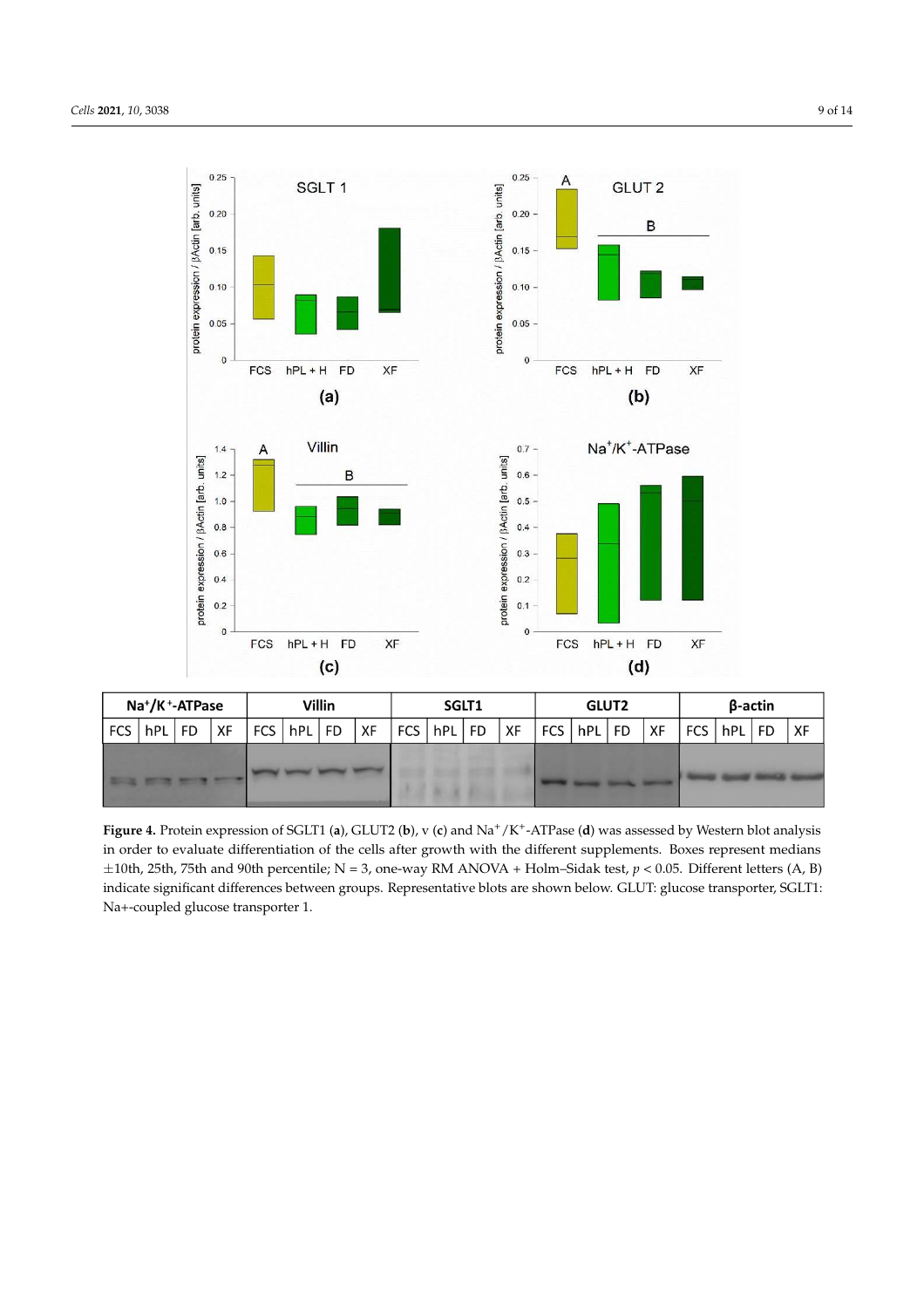**Figure 4.** Protein expression of SGLT1 (**a**), GLUT2 (**b**), v (**c**) and $Na^+/K^+$-ATPase (**d**) was assessed by Western blot analysis in order to evaluate differentiation of the cells after growth with the different supplements. Boxes represent medians ±10th, 25th, 75th and 90th percentile; N = 3, one-way RM ANOVA + Holm–Sidak test, $p < 0.05$. Different letters (A, B) indicate significant differences between groups. Representative blots are shown below. GLUT: glucose transporter, SGLT1: Na+-coupled glucose transporter 1.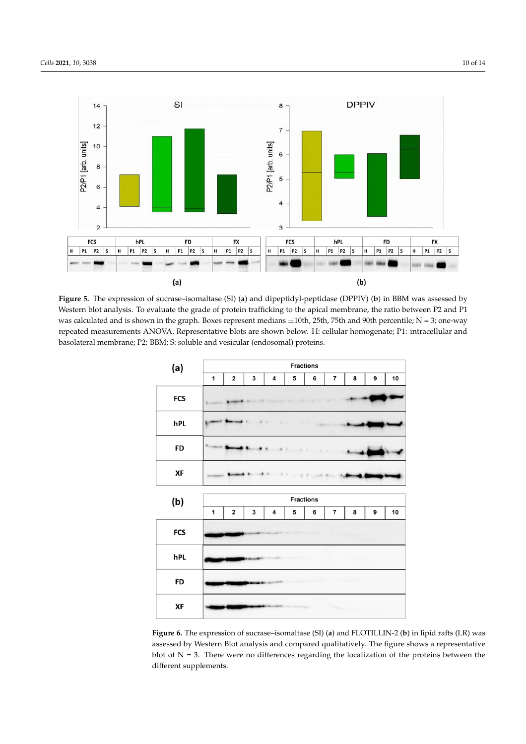**Figure 5.** The expression of sucrase–isomaltase (SI) (**a**) and dipeptidyl-peptidase (DPPIV) (**b**) in BBM was assessed by Western blot analysis. To evaluate the grade of protein trafficking to the apical membrane, the ratio between P2 and P1 was calculated and is shown in the graph. Boxes represent medians ±10th, 25th, 75th and 90th percentile; N = 3; one-way repeated measurements ANOVA. Representative blots are shown below. H: cellular homogenate; P1: intracellular and basolateral membrane; P2: BBM; S: soluble and vesicular (endosomal) proteins.

**Figure 6.** The expression of sucrase–isomaltase (SI) (**a**) and FLOTILLIN-2 (**b**) in lipid rafts (LR) was assessed by Western Blot analysis and compared qualitatively. The figure shows a representative blot of N = 3. There were no differences regarding the localization of the proteins between the different supplements.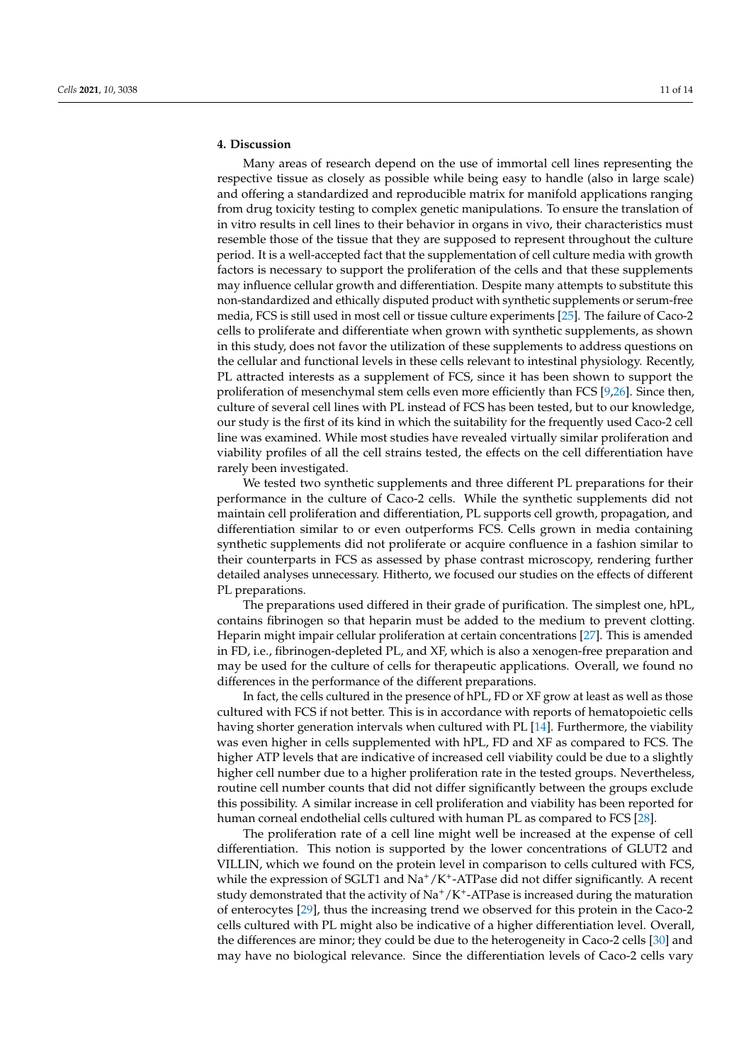## 4. Discussion

Many areas of research depend on the use of immortal cell lines representing the respective tissue as closely as possible while being easy to handle (also in large scale) and offering a standardized and reproducible matrix for manifold applications ranging from drug toxicity testing to complex genetic manipulations. To ensure the translation of in vitro results in cell lines to their behavior in organs in vivo, their characteristics must resemble those of the tissue that they are supposed to represent throughout the culture period. It is a well-accepted fact that the supplementation of cell culture media with growth factors is necessary to support the proliferation of the cells and that these supplements may influence cellular growth and differentiation. Despite many attempts to substitute this non-standardized and ethically disputed product with synthetic supplements or serum-free media, FCS is still used in most cell or tissue culture experiments [25]. The failure of Caco-2 cells to proliferate and differentiate when grown with synthetic supplements, as shown in this study, does not favor the utilization of these supplements to address questions on the cellular and functional levels in these cells relevant to intestinal physiology. Recently, PL attracted interests as a supplement of FCS, since it has been shown to support the proliferation of mesenchymal stem cells even more efficiently than FCS [9,26]. Since then, culture of several cell lines with PL instead of FCS has been tested, but to our knowledge, our study is the first of its kind in which the suitability for the frequently used Caco-2 cell line was examined. While most studies have revealed virtually similar proliferation and viability profiles of all the cell strains tested, the effects on the cell differentiation have rarely been investigated.

We tested two synthetic supplements and three different PL preparations for their performance in the culture of Caco-2 cells. While the synthetic supplements did not maintain cell proliferation and differentiation, PL supports cell growth, propagation, and differentiation similar to or even outperforms FCS. Cells grown in media containing synthetic supplements did not proliferate or acquire confluence in a fashion similar to their counterparts in FCS as assessed by phase contrast microscopy, rendering further detailed analyses unnecessary. Hitherto, we focused our studies on the effects of different PL preparations.

The preparations used differed in their grade of purification. The simplest one, hPL, contains fibrinogen so that heparin must be added to the medium to prevent clotting. Heparin might impair cellular proliferation at certain concentrations [27]. This is amended in FD, i.e., fibrinogen-depleted PL, and XF, which is also a xenogen-free preparation and may be used for the culture of cells for therapeutic applications. Overall, we found no differences in the performance of the different preparations.

In fact, the cells cultured in the presence of hPL, FD or XF grow at least as well as those cultured with FCS if not better. This is in accordance with reports of hematopoietic cells having shorter generation intervals when cultured with PL [14]. Furthermore, the viability was even higher in cells supplemented with hPL, FD and XF as compared to FCS. The higher ATP levels that are indicative of increased cell viability could be due to a slightly higher cell number due to a higher proliferation rate in the tested groups. Nevertheless, routine cell number counts that did not differ significantly between the groups exclude this possibility. A similar increase in cell proliferation and viability has been reported for human corneal endothelial cells cultured with human PL as compared to FCS [28].

The proliferation rate of a cell line might well be increased at the expense of cell differentiation. This notion is supported by the lower concentrations of GLUT2 and VILLIN, which we found on the protein level in comparison to cells cultured with FCS, while the expression of SGLT1 and $Na^+/K^+$-ATPase did not differ significantly. A recent study demonstrated that the activity of $Na^+/K^+$-ATPase is increased during the maturation of enterocytes [29], thus the increasing trend we observed for this protein in the Caco-2 cells cultured with PL might also be indicative of a higher differentiation level. Overall, the differences are minor; they could be due to the heterogeneity in Caco-2 cells [30] and may have no biological relevance. Since the differentiation levels of Caco-2 cells vary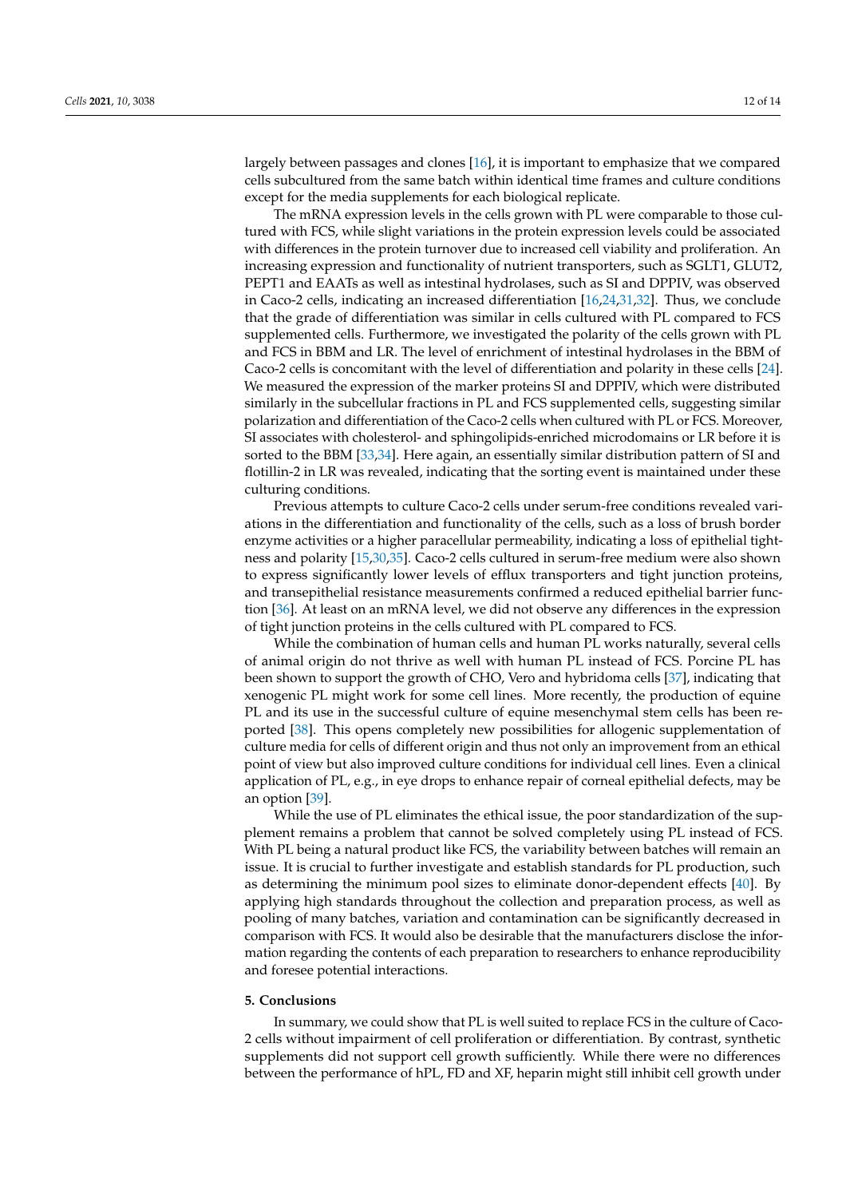largely between passages and clones [16], it is important to emphasize that we compared cells subcultured from the same batch within identical time frames and culture conditions except for the media supplements for each biological replicate.

The mRNA expression levels in the cells grown with PL were comparable to those cultured with FCS, while slight variations in the protein expression levels could be associated with differences in the protein turnover due to increased cell viability and proliferation. An increasing expression and functionality of nutrient transporters, such as SGLT1, GLUT2, PEPT1 and EAATs as well as intestinal hydrolases, such as SI and DPPIV, was observed in Caco-2 cells, indicating an increased differentiation [16,24,31,32]. Thus, we conclude that the grade of differentiation was similar in cells cultured with PL compared to FCS supplemented cells. Furthermore, we investigated the polarity of the cells grown with PL and FCS in BBM and LR. The level of enrichment of intestinal hydrolases in the BBM of Caco-2 cells is concomitant with the level of differentiation and polarity in these cells [24]. We measured the expression of the marker proteins SI and DPPIV, which were distributed similarly in the subcellular fractions in PL and FCS supplemented cells, suggesting similar polarization and differentiation of the Caco-2 cells when cultured with PL or FCS. Moreover, SI associates with cholesterol- and sphingolipids-enriched microdomains or LR before it is sorted to the BBM [33,34]. Here again, an essentially similar distribution pattern of SI and flotillin-2 in LR was revealed, indicating that the sorting event is maintained under these culturing conditions.

Previous attempts to culture Caco-2 cells under serum-free conditions revealed variations in the differentiation and functionality of the cells, such as a loss of brush border enzyme activities or a higher paracellular permeability, indicating a loss of epithelial tightness and polarity [15,30,35]. Caco-2 cells cultured in serum-free medium were also shown to express significantly lower levels of efflux transporters and tight junction proteins, and transepithelial resistance measurements confirmed a reduced epithelial barrier function [36]. At least on an mRNA level, we did not observe any differences in the expression of tight junction proteins in the cells cultured with PL compared to FCS.

While the combination of human cells and human PL works naturally, several cells of animal origin do not thrive as well with human PL instead of FCS. Porcine PL has been shown to support the growth of CHO, Vero and hybridoma cells [37], indicating that xenogenic PL might work for some cell lines. More recently, the production of equine PL and its use in the successful culture of equine mesenchymal stem cells has been reported [38]. This opens completely new possibilities for allogenic supplementation of culture media for cells of different origin and thus not only an improvement from an ethical point of view but also improved culture conditions for individual cell lines. Even a clinical application of PL, e.g., in eye drops to enhance repair of corneal epithelial defects, may be an option [39].

While the use of PL eliminates the ethical issue, the poor standardization of the supplement remains a problem that cannot be solved completely using PL instead of FCS. With PL being a natural product like FCS, the variability between batches will remain an issue. It is crucial to further investigate and establish standards for PL production, such as determining the minimum pool sizes to eliminate donor-dependent effects [40]. By applying high standards throughout the collection and preparation process, as well as pooling of many batches, variation and contamination can be significantly decreased in comparison with FCS. It would also be desirable that the manufacturers disclose the information regarding the contents of each preparation to researchers to enhance reproducibility and foresee potential interactions.

## 5. Conclusions

In summary, we could show that PL is well suited to replace FCS in the culture of Caco-2 cells without impairment of cell proliferation or differentiation. By contrast, synthetic supplements did not support cell growth sufficiently. While there were no differences between the performance of hPL, FD and XF, heparin might still inhibit cell growth under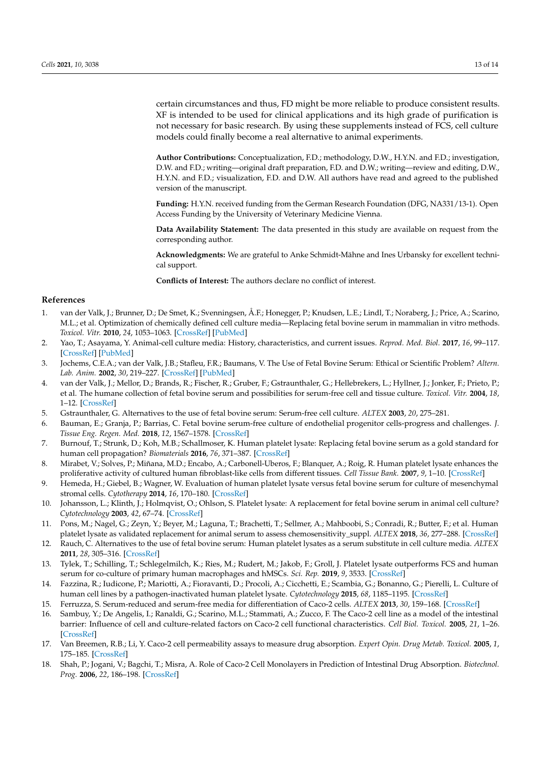certain circumstances and thus, FD might be more reliable to produce consistent results. XF is intended to be used for clinical applications and its high grade of purification is not necessary for basic research. By using these supplements instead of FCS, cell culture models could finally become a real alternative to animal experiments.

**Author Contributions:** Conceptualization, F.D.; methodology, D.W., H.Y.N. and F.D.; investigation, D.W. and F.D.; writing—original draft preparation, F.D. and D.W.; writing—review and editing, D.W., H.Y.N. and F.D.; visualization, F.D. and D.W. All authors have read and agreed to the published version of the manuscript.

**Funding:** H.Y.N. received funding from the German Research Foundation (DFG, NA331/13-1). Open Access Funding by the University of Veterinary Medicine Vienna.

**Data Availability Statement:** The data presented in this study are available on request from the corresponding author.

**Acknowledgments:** We are grateful to Anke Schmidt-Mähne and Ines Urbansky for excellent technical support.

**Conflicts of Interest:** The authors declare no conflict of interest.

## References

1. van der Valk, J.; Brunner, D.; De Smet, K.; Svenningsen, Å.F.; Honegger, P.; Knudsen, L.E.; Lindl, T.; Noraberg, J.; Price, A.; Scarino, M.L.; et al. Optimization of chemically defined cell culture media—Replacing fetal bovine serum in mammalian in vitro methods. *Toxicol. Vitr.* **2010**, *24*, 1053–1063. [CrossRef] [PubMed]
2. Yao, T.; Asayama, Y. Animal-cell culture media: History, characteristics, and current issues. *Reprod. Med. Biol.* **2017**, *16*, 99–117. [CrossRef] [PubMed]
3. Jochems, C.E.A.; van der Valk, J.B.; Stafleu, F.R.; Baumans, V. The Use of Fetal Bovine Serum: Ethical or Scientific Problem? *Altern. Lab. Anim.* **2002**, *30*, 219–227. [CrossRef] [PubMed]
4. van der Valk, J.; Mellor, D.; Brands, R.; Fischer, R.; Gruber, F.; Gstraunthaler, G.; Hellebrekers, L.; Hyllner, J.; Jonker, F.; Prieto, P.; et al. The humane collection of fetal bovine serum and possibilities for serum-free cell and tissue culture. *Toxicol. Vitr.* **2004**, *18*, 1–12. [CrossRef]
5. Gstraunthaler, G. Alternatives to the use of fetal bovine serum: Serum-free cell culture. *ALTEX* **2003**, *20*, 275–281.
6. Bauman, E.; Granja, P.; Barrias, C. Fetal bovine serum-free culture of endothelial progenitor cells-progress and challenges. *J. Tissue Eng. Regen. Med.* **2018**, *12*, 1567–1578. [CrossRef]
7. Burnouf, T.; Strunk, D.; Koh, M.B.; Schallmoser, K. Human platelet lysate: Replacing fetal bovine serum as a gold standard for human cell propagation? *Biomaterials* **2016**, *76*, 371–387. [CrossRef]
8. Mirabet, V.; Solves, P.; Miñana, M.D.; Encabo, A.; Carbonell-Uberos, F.; Blanquer, A.; Roig, R. Human platelet lysate enhances the proliferative activity of cultured human fibroblast-like cells from different tissues. *Cell Tissue Bank.* **2007**, *9*, 1–10. [CrossRef]
9. Hemeda, H.; Giebel, B.; Wagner, W. Evaluation of human platelet lysate versus fetal bovine serum for culture of mesenchymal stromal cells. *Cytotherapy* **2014**, *16*, 170–180. [CrossRef]
10. Johansson, L.; Klinth, J.; Holmqvist, O.; Ohlson, S. Platelet lysate: A replacement for fetal bovine serum in animal cell culture? *Cytotechnology* **2003**, *42*, 67–74. [CrossRef]
11. Pons, M.; Nagel, G.; Zeyn, Y.; Beyer, M.; Laguna, T.; Brachetti, T.; Sellmer, A.; Mahboobi, S.; Conradi, R.; Butter, F.; et al. Human platelet lysate as validated replacement for animal serum to assess chemosensitivity_suppl. *ALTEX* **2018**, *36*, 277–288. [CrossRef]
12. Rauch, C. Alternatives to the use of fetal bovine serum: Human platelet lysates as a serum substitute in cell culture media. *ALTEX* **2011**, *28*, 305–316. [CrossRef]
13. Tylek, T.; Schilling, T.; Schlegelmilch, K.; Ries, M.; Rudert, M.; Jakob, F.; Groll, J. Platelet lysate outperforms FCS and human serum for co-culture of primary human macrophages and hMSCs. *Sci. Rep.* **2019**, *9*, 3533. [CrossRef]
14. Fazzina, R.; Iudicone, P.; Mariotti, A.; Fioravanti, D.; Procoli, A.; Cicchetti, E.; Scambia, G.; Bonanno, G.; Pierelli, L. Culture of human cell lines by a pathogen-inactivated human platelet lysate. *Cytotechnology* **2015**, *68*, 1185–1195. [CrossRef]
15. Ferruzza, S. Serum-reduced and serum-free media for differentiation of Caco-2 cells. *ALTEX* **2013**, *30*, 159–168. [CrossRef]
16. Sambuy, Y.; De Angelis, I.; Ranaldi, G.; Scarino, M.L.; Stammati, A.; Zucco, F. The Caco-2 cell line as a model of the intestinal barrier: Influence of cell and culture-related factors on Caco-2 cell functional characteristics. *Cell Biol. Toxicol.* **2005**, *21*, 1–26. [CrossRef]
17. Van Breemen, R.B.; Li, Y. Caco-2 cell permeability assays to measure drug absorption. *Expert Opin. Drug Metab. Toxicol.* **2005**, *1*, 175–185. [CrossRef]
18. Shah, P.; Jogani, V.; Bagchi, T.; Misra, A. Role of Caco-2 Cell Monolayers in Prediction of Intestinal Drug Absorption. *Biotechnol. Prog.* **2006**, *22*, 186–198. [CrossRef]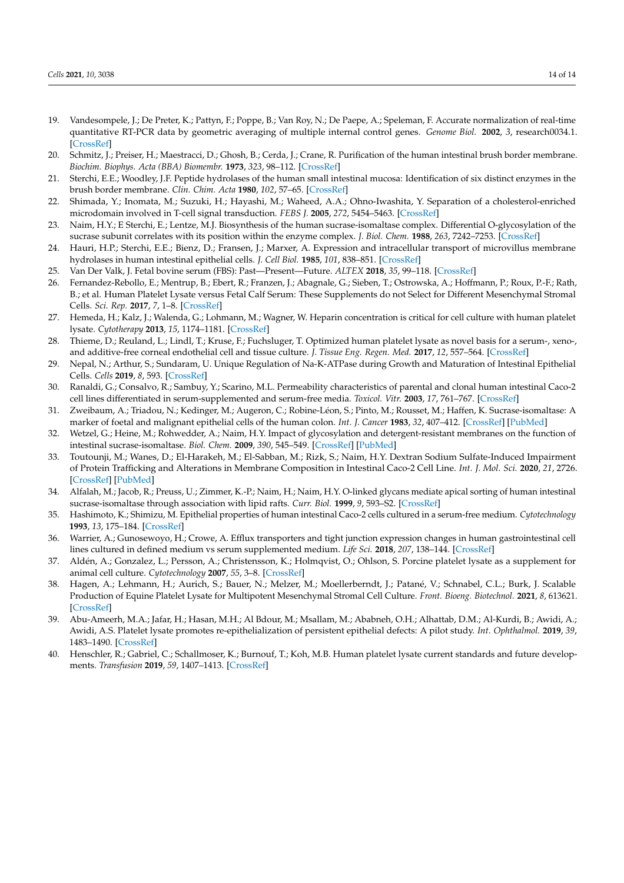19. Vandesompele, J.; De Preter, K.; Pattyn, F.; Poppe, B.; Van Roy, N.; De Paepe, A.; Speleman, F. Accurate normalization of real-time quantitative RT-PCR data by geometric averaging of multiple internal control genes. *Genome Biol.* **2002**, *3*, research0034.1. [CrossRef]
20. Schmitz, J.; Preiser, H.; Maestracci, D.; Ghosh, B.; Cerda, J.; Crane, R. Purification of the human intestinal brush border membrane. *Biochim. Biophys. Acta (BBA) Biomembr.* **1973**, *323*, 98–112. [CrossRef]
21. Sterchi, E.E.; Woodley, J.F. Peptide hydrolases of the human small intestinal mucosa: Identification of six distinct enzymes in the brush border membrane. *Clin. Chim. Acta* **1980**, *102*, 57–65. [CrossRef]
22. Shimada, Y.; Inomata, M.; Suzuki, H.; Hayashi, M.; Waheed, A.A.; Ohno-Iwashita, Y. Separation of a cholesterol-enriched microdomain involved in T-cell signal transduction. *FEBS J.* **2005**, *272*, 5454–5463. [CrossRef]
23. Naim, H.Y.; E Sterchi, E.; Lentze, M.J. Biosynthesis of the human sucrase-isomaltase complex. Differential O-glycosylation of the sucrase subunit correlates with its position within the enzyme complex. *J. Biol. Chem.* **1988**, *263*, 7242–7253. [CrossRef]
24. Hauri, H.P.; Sterchi, E.E.; Bienz, D.; Fransen, J.; Marxer, A. Expression and intracellular transport of microvillus membrane hydrolases in human intestinal epithelial cells. *J. Cell Biol.* **1985**, *101*, 838–851. [CrossRef]
25. Van Der Valk, J. Fetal bovine serum (FBS): Past—Present—Future. *ALTEX* **2018**, *35*, 99–118. [CrossRef]
26. Fernandez-Rebollo, E.; Mentrup, B.; Ebert, R.; Franzen, J.; Abagnale, G.; Sieben, T.; Ostrowska, A.; Hoffmann, P.; Roux, P.-F.; Rath, B.; et al. Human Platelet Lysate versus Fetal Calf Serum: These Supplements do not Select for Different Mesenchymal Stromal Cells. *Sci. Rep.* **2017**, *7*, 1–8. [CrossRef]
27. Hemeda, H.; Kalz, J.; Walenda, G.; Lohmann, M.; Wagner, W. Heparin concentration is critical for cell culture with human platelet lysate. *Cytotherapy* **2013**, *15*, 1174–1181. [CrossRef]
28. Thieme, D.; Reuland, L.; Lindl, T.; Kruse, F.; Fuchsluger, T. Optimized human platelet lysate as novel basis for a serum-, xeno-, and additive-free corneal endothelial cell and tissue culture. *J. Tissue Eng. Regen. Med.* **2017**, *12*, 557–564. [CrossRef]
29. Nepal, N.; Arthur, S.; Sundaram, U. Unique Regulation of Na-K-ATPase during Growth and Maturation of Intestinal Epithelial Cells. *Cells* **2019**, *8*, 593. [CrossRef]
30. Ranaldi, G.; Consalvo, R.; Sambuy, Y.; Scarino, M.L. Permeability characteristics of parental and clonal human intestinal Caco-2 cell lines differentiated in serum-supplemented and serum-free media. *Toxicol. Vitr.* **2003**, *17*, 761–767. [CrossRef]
31. Zweibaum, A.; Triadou, N.; Kedinger, M.; Augeron, C.; Robine-Léon, S.; Pinto, M.; Rousset, M.; Haffen, K. Sucrase-isomaltase: A marker of foetal and malignant epithelial cells of the human colon. *Int. J. Cancer* **1983**, *32*, 407–412. [CrossRef] [PubMed]
32. Wetzel, G.; Heine, M.; Rohwedder, A.; Naim, H.Y. Impact of glycosylation and detergent-resistant membranes on the function of intestinal sucrase-isomaltase. *Biol. Chem.* **2009**, *390*, 545–549. [CrossRef] [PubMed]
33. Toutounji, M.; Wanes, D.; El-Harakeh, M.; El-Sabban, M.; Rizk, S.; Naim, H.Y. Dextran Sodium Sulfate-Induced Impairment of Protein Trafficking and Alterations in Membrane Composition in Intestinal Caco-2 Cell Line. *Int. J. Mol. Sci.* **2020**, *21*, 2726. [CrossRef] [PubMed]
34. Alfalah, M.; Jacob, R.; Preuss, U.; Zimmer, K.-P.; Naim, H.; Naim, H.Y. O-linked glycans mediate apical sorting of human intestinal sucrase-isomaltase through association with lipid rafts. *Curr. Biol.* **1999**, *9*, 593–S2. [CrossRef]
35. Hashimoto, K.; Shimizu, M. Epithelial properties of human intestinal Caco-2 cells cultured in a serum-free medium. *Cytotechnology* **1993**, *13*, 175–184. [CrossRef]
36. Warrier, A.; Gunosewoyo, H.; Crowe, A. Efflux transporters and tight junction expression changes in human gastrointestinal cell lines cultured in defined medium vs serum supplemented medium. *Life Sci.* **2018**, *207*, 138–144. [CrossRef]
37. Aldén, A.; Gonzalez, L.; Persson, A.; Christensson, K.; Holmqvist, O.; Ohlson, S. Porcine platelet lysate as a supplement for animal cell culture. *Cytotechnology* **2007**, *55*, 3–8. [CrossRef]
38. Hagen, A.; Lehmann, H.; Aurich, S.; Bauer, N.; Melzer, M.; Moellerberndt, J.; Patané, V.; Schnabel, C.L.; Burk, J. Scalable Production of Equine Platelet Lysate for Multipotent Mesenchymal Stromal Cell Culture. *Front. Bioeng. Biotechnol.* **2021**, *8*, 613621. [CrossRef]
39. Abu-Ameerh, M.A.; Jafar, H.; Hasan, M.H.; Al Bdour, M.; Msallam, M.; Ababneh, O.H.; Alhattab, D.M.; Al-Kurdi, B.; Awidi, A.; Awidi, A.S. Platelet lysate promotes re-epithelialization of persistent epithelial defects: A pilot study. *Int. Ophthalmol.* **2019**, *39*, 1483–1490. [CrossRef]
40. Henschler, R.; Gabriel, C.; Schallmoser, K.; Burnouf, T.; Koh, M.B. Human platelet lysate current standards and future developments. *Transfusion* **2019**, *59*, 1407–1413. [CrossRef]